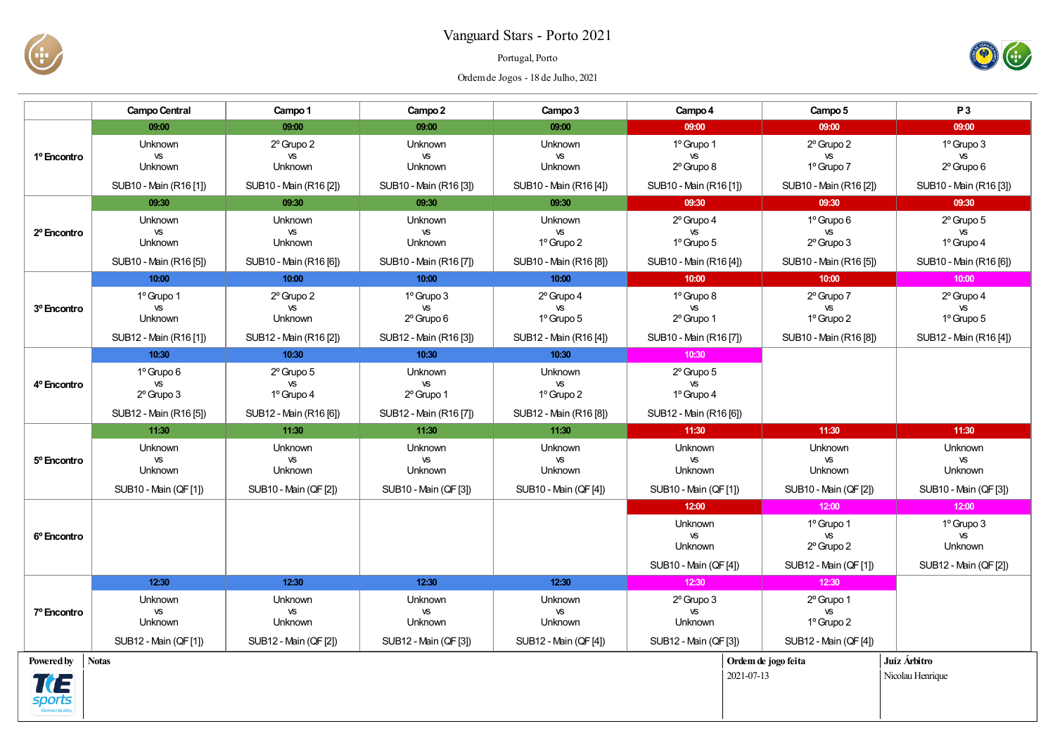# Vanguard Stars - Porto 2021

Portugal, Porto

Ordem de Jogos - 18 de Julho, 2021

| | Campo Central | Campo 1 | Campo 2 | Campo 3 | Campo 4 | Campo 5 | P 3 |
|---|---|---|---|---|---|---|---|
| **1º Encontro** | 09:00<br>Unknown<br>vs<br>Unknown<br>SUB10 - Main (R16 [1]) | 09:00<br>2º Grupo 2<br>vs<br>Unknown<br>SUB10 - Main (R16 [2]) | 09:00<br>Unknown<br>vs<br>Unknown<br>SUB10 - Main (R16 [3]) | 09:00<br>Unknown<br>vs<br>Unknown<br>SUB10 - Main (R16 [4]) | 09:00<br>1º Grupo 1<br>vs<br>2º Grupo 8<br>SUB10 - Main (R16 [1]) | 09:00<br>2º Grupo 2<br>vs<br>1º Grupo 7<br>SUB10 - Main (R16 [2]) | 09:00<br>1º Grupo 3<br>vs<br>2º Grupo 6<br>SUB10 - Main (R16 [3]) |
| **2º Encontro** | 09:30<br>Unknown<br>vs<br>Unknown<br>SUB10 - Main (R16 [5]) | 09:30<br>Unknown<br>vs<br>Unknown<br>SUB10 - Main (R16 [6]) | 09:30<br>Unknown<br>vs<br>Unknown<br>SUB10 - Main (R16 [7]) | 09:30<br>Unknown<br>vs<br>1º Grupo 2<br>SUB10 - Main (R16 [8]) | 09:30<br>2º Grupo 4<br>vs<br>1º Grupo 5<br>SUB10 - Main (R16 [4]) | 09:30<br>1º Grupo 6<br>vs<br>2º Grupo 3<br>SUB10 - Main (R16 [5]) | 09:30<br>2º Grupo 5<br>vs<br>1º Grupo 4<br>SUB10 - Main (R16 [6]) |
| **3º Encontro** | 10:00<br>1º Grupo 1<br>vs<br>Unknown<br>SUB12 - Main (R16 [1]) | 10:00<br>2º Grupo 2<br>vs<br>Unknown<br>SUB12 - Main (R16 [2]) | 10:00<br>1º Grupo 3<br>vs<br>2º Grupo 6<br>SUB12 - Main (R16 [3]) | 10:00<br>2º Grupo 4<br>vs<br>1º Grupo 5<br>SUB12 - Main (R16 [4]) | 10:00<br>1º Grupo 8<br>vs<br>2º Grupo 1<br>SUB10 - Main (R16 [7]) | 10:00<br>2º Grupo 7<br>vs<br>1º Grupo 2<br>SUB10 - Main (R16 [8]) | 10:00<br>2º Grupo 4<br>vs<br>1º Grupo 5<br>SUB12 - Main (R16 [4]) |
| **4º Encontro** | 10:30<br>1º Grupo 6<br>vs<br>2º Grupo 3<br>SUB12 - Main (R16 [5]) | 10:30<br>2º Grupo 5<br>vs<br>1º Grupo 4<br>SUB12 - Main (R16 [6]) | 10:30<br>Unknown<br>vs<br>2º Grupo 1<br>SUB12 - Main (R16 [7]) | 10:30<br>Unknown<br>vs<br>1º Grupo 2<br>SUB12 - Main (R16 [8]) | 10:30<br>2º Grupo 5<br>vs<br>1º Grupo 4<br>SUB12 - Main (R16 [6]) | | |
| **5º Encontro** | 11:30<br>Unknown<br>vs<br>Unknown<br>SUB10 - Main (QF [1]) | 11:30<br>Unknown<br>vs<br>Unknown<br>SUB10 - Main (QF [2]) | 11:30<br>Unknown<br>vs<br>Unknown<br>SUB10 - Main (QF [3]) | 11:30<br>Unknown<br>vs<br>Unknown<br>SUB10 - Main (QF [4]) | 11:30<br>Unknown<br>vs<br>Unknown<br>SUB10 - Main (QF [1]) | 11:30<br>Unknown<br>vs<br>Unknown<br>SUB10 - Main (QF [2]) | 11:30<br>Unknown<br>vs<br>Unknown<br>SUB10 - Main (QF [3]) |
| **6º Encontro** | | | | | 12:00<br>Unknown<br>vs<br>Unknown<br>SUB10 - Main (QF [4]) | 12:00<br>1º Grupo 1<br>vs<br>2º Grupo 2<br>SUB12 - Main (QF [1]) | 12:00<br>1º Grupo 3<br>vs<br>Unknown<br>SUB12 - Main (QF [2]) |
| **7º Encontro** | 12:30<br>Unknown<br>vs<br>Unknown<br>SUB12 - Main (QF [1]) | 12:30<br>Unknown<br>vs<br>Unknown<br>SUB12 - Main (QF [2]) | 12:30<br>Unknown<br>vs<br>Unknown<br>SUB12 - Main (QF [3]) | 12:30<br>Unknown<br>vs<br>Unknown<br>SUB12 - Main (QF [4]) | 12:30<br>2º Grupo 3<br>vs<br>Unknown<br>SUB12 - Main (QF [3]) | 12:30<br>2º Grupo 1<br>vs<br>1º Grupo 2<br>SUB12 - Main (QF [4]) | |

| Powered by | Notas | Ordem de jogo feita | Juíz Árbitro |
|---|---|---|---|
| | | 2021-07-13 | Nicolau Henrique |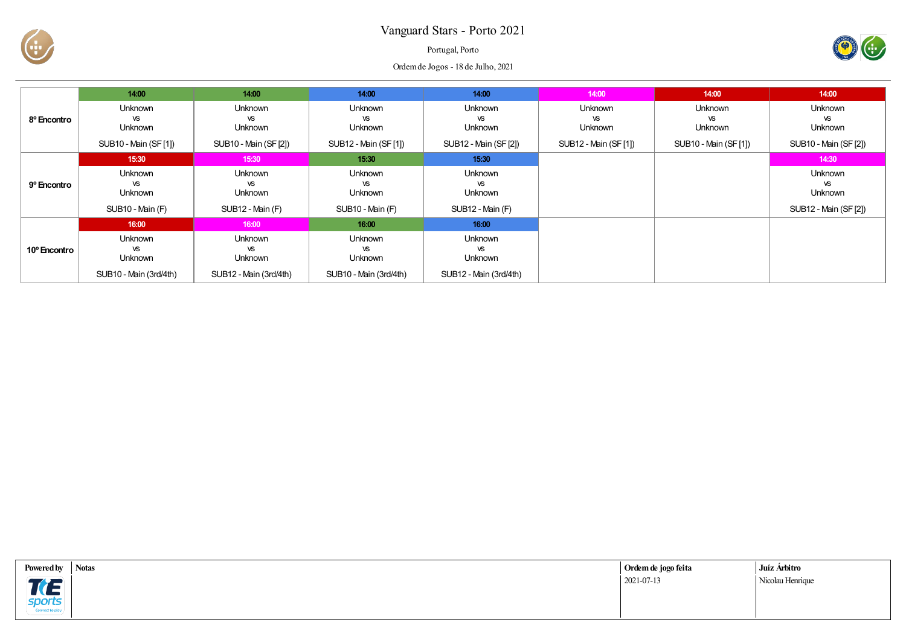# Vanguard Stars - Porto 2021

Portugal, Porto

Ordem de Jogos - 18 de Julho, 2021

| | | | | | | | |
|---|---|---|---|---|---|---|---|
| **8º Encontro** | 14:00<br>Unknown<br>vs<br>Unknown<br>SUB10 - Main (SF [1]) | 14:00<br>Unknown<br>vs<br>Unknown<br>SUB10 - Main (SF [2]) | 14:00<br>Unknown<br>vs<br>Unknown<br>SUB12 - Main (SF [1]) | 14:00<br>Unknown<br>vs<br>Unknown<br>SUB12 - Main (SF [2]) | 14:00<br>Unknown<br>vs<br>Unknown<br>SUB12 - Main (SF [1]) | 14:00<br>Unknown<br>vs<br>Unknown<br>SUB10 - Main (SF [1]) | 14:00<br>Unknown<br>vs<br>Unknown<br>SUB10 - Main (SF [2]) |
| **9º Encontro** | 15:30<br>Unknown<br>vs<br>Unknown<br>SUB10 - Main (F) | 15:30<br>Unknown<br>vs<br>Unknown<br>SUB12 - Main (F) | 15:30<br>Unknown<br>vs<br>Unknown<br>SUB10 - Main (F) | 15:30<br>Unknown<br>vs<br>Unknown<br>SUB12 - Main (F) | | | 14:30<br>Unknown<br>vs<br>Unknown<br>SUB12 - Main (SF [2]) |
| **10º Encontro** | 16:00<br>Unknown<br>vs<br>Unknown<br>SUB10 - Main (3rd/4th) | 16:00<br>Unknown<br>vs<br>Unknown<br>SUB12 - Main (3rd/4th) | 16:00<br>Unknown<br>vs<br>Unknown<br>SUB10 - Main (3rd/4th) | 16:00<br>Unknown<br>vs<br>Unknown<br>SUB12 - Main (3rd/4th) | | | |

| Powered by | Notas | Ordem de jogo feita | Juíz Árbitro |
|---|---|---|---|
| TcE sports | | 2021-07-13 | Nicolau Henrique |